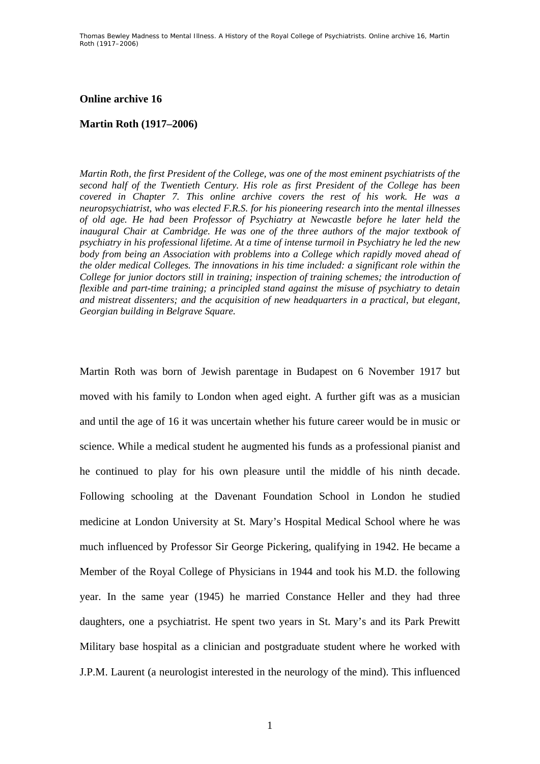## Online archive 16

## Martin Roth (1917–2006)

*Martin Roth, the first President of the College, was one of the most eminent psychiatrists of the second half of the Twentieth Century. His role as first President of the College has been covered in Chapter 7. This online archive covers the rest of his work. He was a neuropsychiatrist, who was elected F.R.S. for his pioneering research into the mental illnesses of old age. He had been Professor of Psychiatry at Newcastle before he later held the inaugural Chair at Cambridge. He was one of the three authors of the major textbook of psychiatry in his professional lifetime. At a time of intense turmoil in Psychiatry he led the new body from being an Association with problems into a College which rapidly moved ahead of the older medical Colleges. The innovations in his time included: a significant role within the College for junior doctors still in training; inspection of training schemes; the introduction of flexible and part-time training; a principled stand against the misuse of psychiatry to detain and mistreat dissenters; and the acquisition of new headquarters in a practical, but elegant, Georgian building in Belgrave Square.*

Martin Roth was born of Jewish parentage in Budapest on 6 November 1917 but moved with his family to London when aged eight. A further gift was as a musician and until the age of 16 it was uncertain whether his future career would be in music or science. While a medical student he augmented his funds as a professional pianist and he continued to play for his own pleasure until the middle of his ninth decade. Following schooling at the Davenant Foundation School in London he studied medicine at London University at St. Mary's Hospital Medical School where he was much influenced by Professor Sir George Pickering, qualifying in 1942. He became a Member of the Royal College of Physicians in 1944 and took his M.D. the following year. In the same year (1945) he married Constance Heller and they had three daughters, one a psychiatrist. He spent two years in St. Mary's and its Park Prewitt Military base hospital as a clinician and postgraduate student where he worked with J.P.M. Laurent (a neurologist interested in the neurology of the mind). This influenced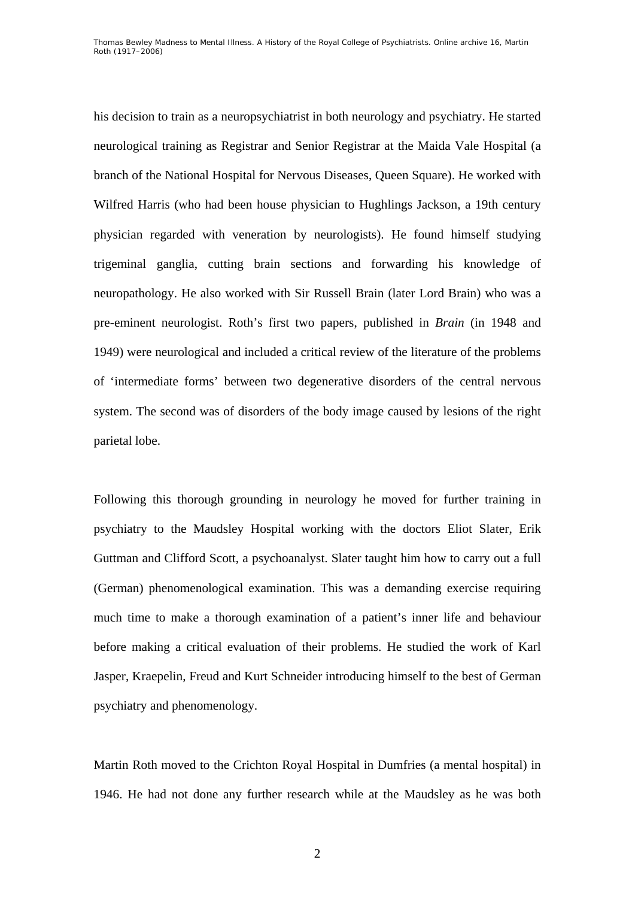his decision to train as a neuropsychiatrist in both neurology and psychiatry. He started neurological training as Registrar and Senior Registrar at the Maida Vale Hospital (a branch of the National Hospital for Nervous Diseases, Queen Square). He worked with Wilfred Harris (who had been house physician to Hughlings Jackson, a 19th century physician regarded with veneration by neurologists). He found himself studying trigeminal ganglia, cutting brain sections and forwarding his knowledge of neuropathology. He also worked with Sir Russell Brain (later Lord Brain) who was a pre-eminent neurologist. Roth's first two papers, published in *Brain* (in 1948 and 1949) were neurological and included a critical review of the literature of the problems of 'intermediate forms' between two degenerative disorders of the central nervous system. The second was of disorders of the body image caused by lesions of the right parietal lobe.

Following this thorough grounding in neurology he moved for further training in psychiatry to the Maudsley Hospital working with the doctors Eliot Slater, Erik Guttman and Clifford Scott, a psychoanalyst. Slater taught him how to carry out a full (German) phenomenological examination. This was a demanding exercise requiring much time to make a thorough examination of a patient's inner life and behaviour before making a critical evaluation of their problems. He studied the work of Karl Jasper, Kraepelin, Freud and Kurt Schneider introducing himself to the best of German psychiatry and phenomenology.

Martin Roth moved to the Crichton Royal Hospital in Dumfries (a mental hospital) in 1946. He had not done any further research while at the Maudsley as he was both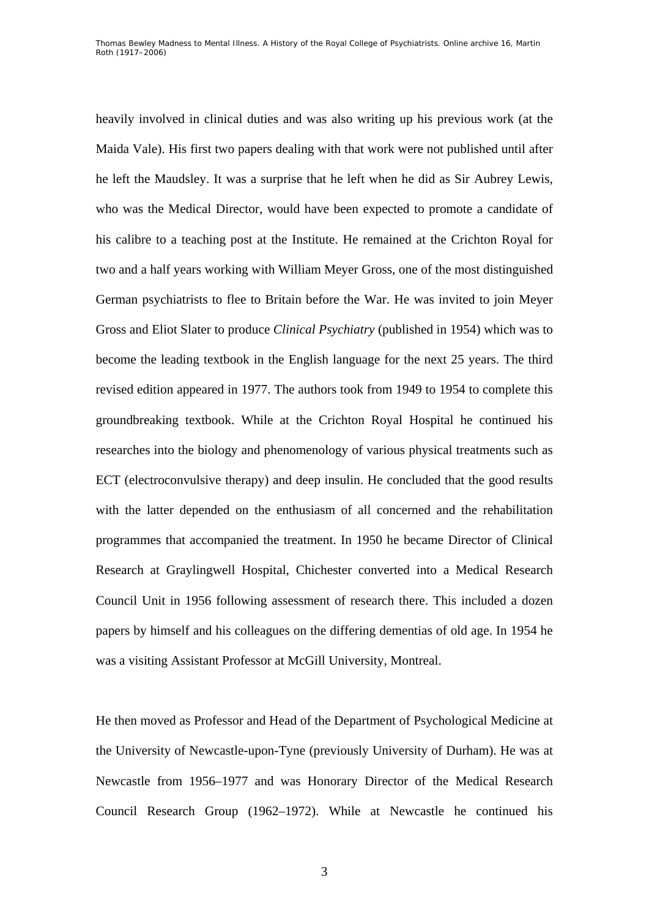heavily involved in clinical duties and was also writing up his previous work (at the Maida Vale). His first two papers dealing with that work were not published until after he left the Maudsley. It was a surprise that he left when he did as Sir Aubrey Lewis, who was the Medical Director, would have been expected to promote a candidate of his calibre to a teaching post at the Institute. He remained at the Crichton Royal for two and a half years working with William Meyer Gross, one of the most distinguished German psychiatrists to flee to Britain before the War. He was invited to join Meyer Gross and Eliot Slater to produce *Clinical Psychiatry* (published in 1954) which was to become the leading textbook in the English language for the next 25 years. The third revised edition appeared in 1977. The authors took from 1949 to 1954 to complete this groundbreaking textbook. While at the Crichton Royal Hospital he continued his researches into the biology and phenomenology of various physical treatments such as ECT (electroconvulsive therapy) and deep insulin. He concluded that the good results with the latter depended on the enthusiasm of all concerned and the rehabilitation programmes that accompanied the treatment. In 1950 he became Director of Clinical Research at Graylingwell Hospital, Chichester converted into a Medical Research Council Unit in 1956 following assessment of research there. This included a dozen papers by himself and his colleagues on the differing dementias of old age. In 1954 he was a visiting Assistant Professor at McGill University, Montreal.

He then moved as Professor and Head of the Department of Psychological Medicine at the University of Newcastle-upon-Tyne (previously University of Durham). He was at Newcastle from 1956–1977 and was Honorary Director of the Medical Research Council Research Group (1962–1972). While at Newcastle he continued his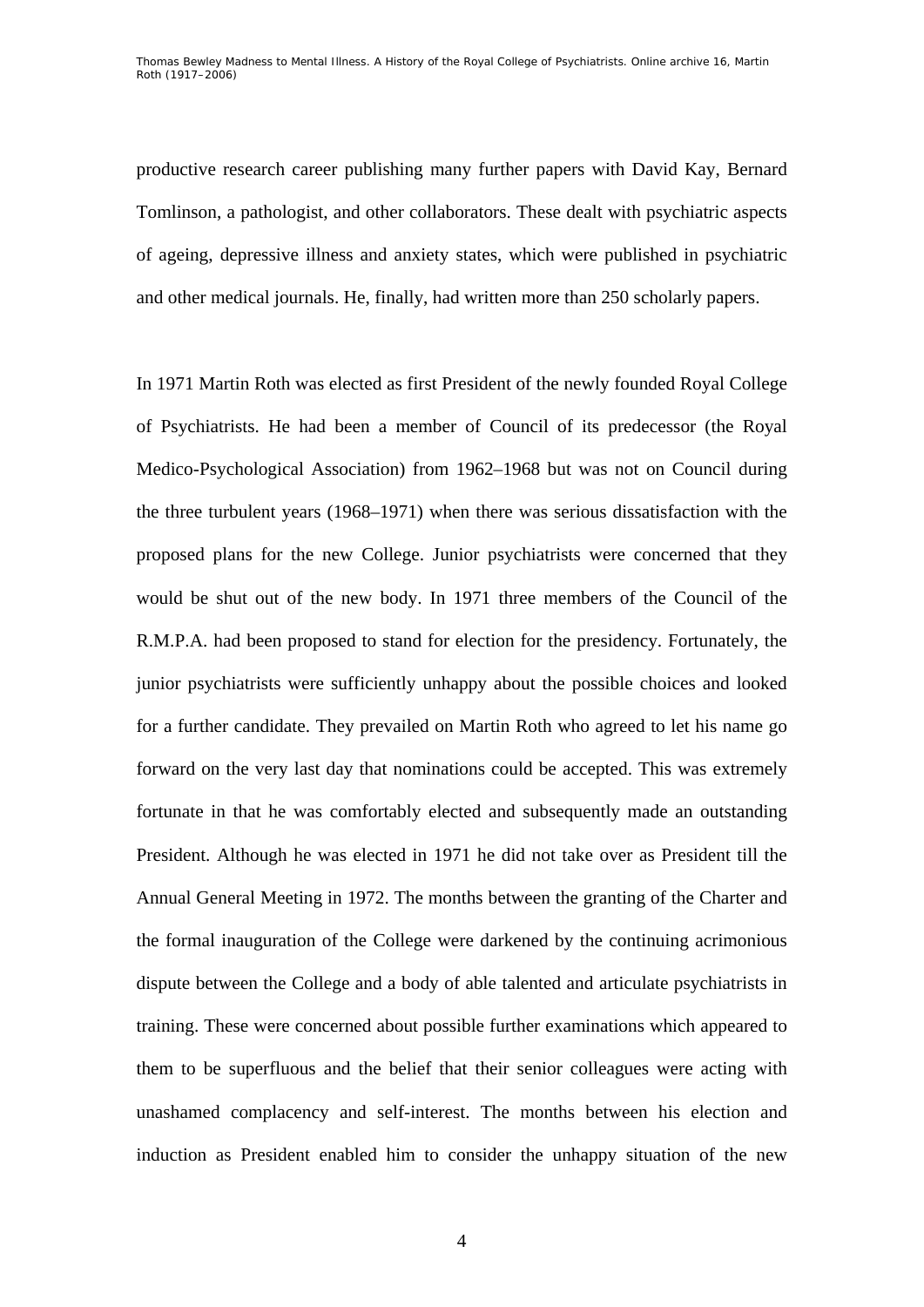productive research career publishing many further papers with David Kay, Bernard Tomlinson, a pathologist, and other collaborators. These dealt with psychiatric aspects of ageing, depressive illness and anxiety states, which were published in psychiatric and other medical journals. He, finally, had written more than 250 scholarly papers.

In 1971 Martin Roth was elected as first President of the newly founded Royal College of Psychiatrists. He had been a member of Council of its predecessor (the Royal Medico-Psychological Association) from 1962–1968 but was not on Council during the three turbulent years (1968–1971) when there was serious dissatisfaction with the proposed plans for the new College. Junior psychiatrists were concerned that they would be shut out of the new body. In 1971 three members of the Council of the R.M.P.A. had been proposed to stand for election for the presidency. Fortunately, the junior psychiatrists were sufficiently unhappy about the possible choices and looked for a further candidate. They prevailed on Martin Roth who agreed to let his name go forward on the very last day that nominations could be accepted. This was extremely fortunate in that he was comfortably elected and subsequently made an outstanding President. Although he was elected in 1971 he did not take over as President till the Annual General Meeting in 1972. The months between the granting of the Charter and the formal inauguration of the College were darkened by the continuing acrimonious dispute between the College and a body of able talented and articulate psychiatrists in training. These were concerned about possible further examinations which appeared to them to be superfluous and the belief that their senior colleagues were acting with unashamed complacency and self-interest. The months between his election and induction as President enabled him to consider the unhappy situation of the new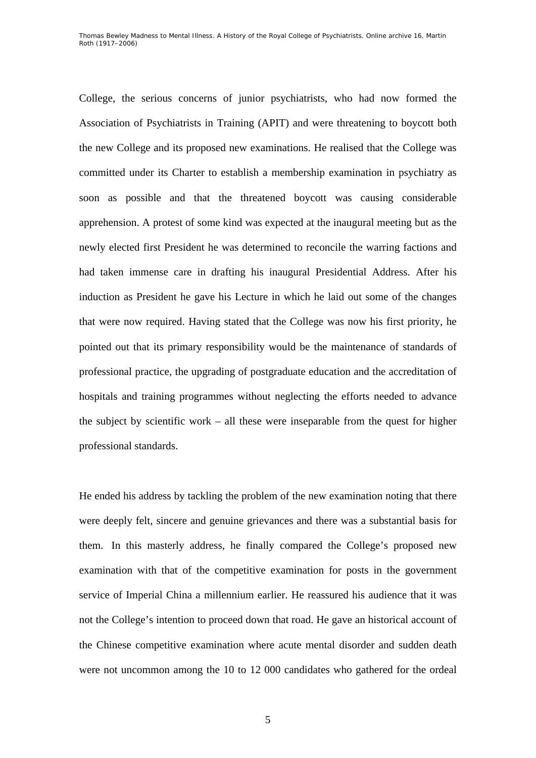College, the serious concerns of junior psychiatrists, who had now formed the Association of Psychiatrists in Training (APIT) and were threatening to boycott both the new College and its proposed new examinations. He realised that the College was committed under its Charter to establish a membership examination in psychiatry as soon as possible and that the threatened boycott was causing considerable apprehension. A protest of some kind was expected at the inaugural meeting but as the newly elected first President he was determined to reconcile the warring factions and had taken immense care in drafting his inaugural Presidential Address. After his induction as President he gave his Lecture in which he laid out some of the changes that were now required. Having stated that the College was now his first priority, he pointed out that its primary responsibility would be the maintenance of standards of professional practice, the upgrading of postgraduate education and the accreditation of hospitals and training programmes without neglecting the efforts needed to advance the subject by scientific work – all these were inseparable from the quest for higher professional standards.

He ended his address by tackling the problem of the new examination noting that there were deeply felt, sincere and genuine grievances and there was a substantial basis for them. In this masterly address, he finally compared the College's proposed new examination with that of the competitive examination for posts in the government service of Imperial China a millennium earlier. He reassured his audience that it was not the College's intention to proceed down that road. He gave an historical account of the Chinese competitive examination where acute mental disorder and sudden death were not uncommon among the 10 to 12 000 candidates who gathered for the ordeal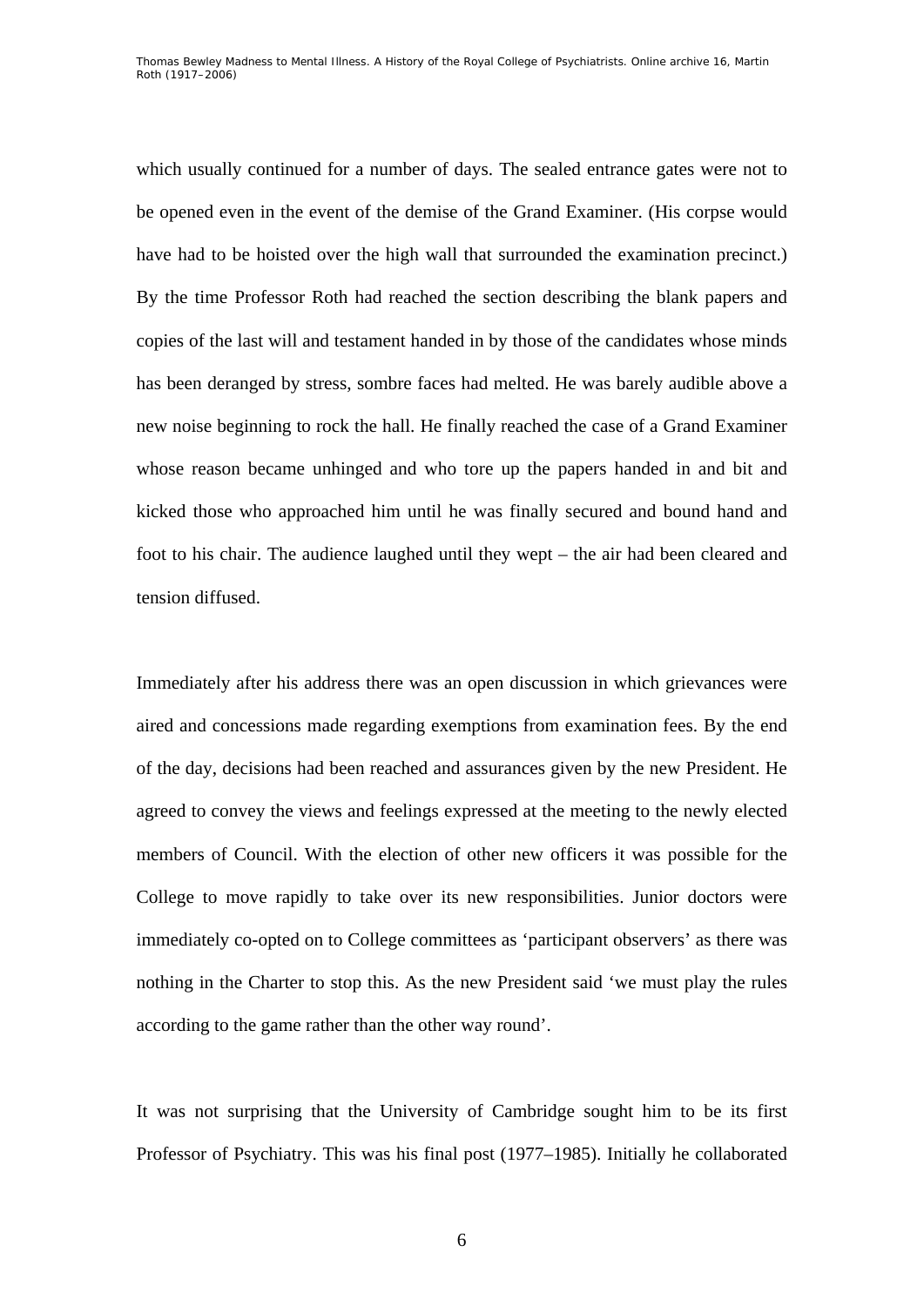which usually continued for a number of days. The sealed entrance gates were not to be opened even in the event of the demise of the Grand Examiner. (His corpse would have had to be hoisted over the high wall that surrounded the examination precinct.) By the time Professor Roth had reached the section describing the blank papers and copies of the last will and testament handed in by those of the candidates whose minds has been deranged by stress, sombre faces had melted. He was barely audible above a new noise beginning to rock the hall. He finally reached the case of a Grand Examiner whose reason became unhinged and who tore up the papers handed in and bit and kicked those who approached him until he was finally secured and bound hand and foot to his chair. The audience laughed until they wept – the air had been cleared and tension diffused.

Immediately after his address there was an open discussion in which grievances were aired and concessions made regarding exemptions from examination fees. By the end of the day, decisions had been reached and assurances given by the new President. He agreed to convey the views and feelings expressed at the meeting to the newly elected members of Council. With the election of other new officers it was possible for the College to move rapidly to take over its new responsibilities. Junior doctors were immediately co-opted on to College committees as 'participant observers' as there was nothing in the Charter to stop this. As the new President said 'we must play the rules according to the game rather than the other way round'.

It was not surprising that the University of Cambridge sought him to be its first Professor of Psychiatry. This was his final post (1977–1985). Initially he collaborated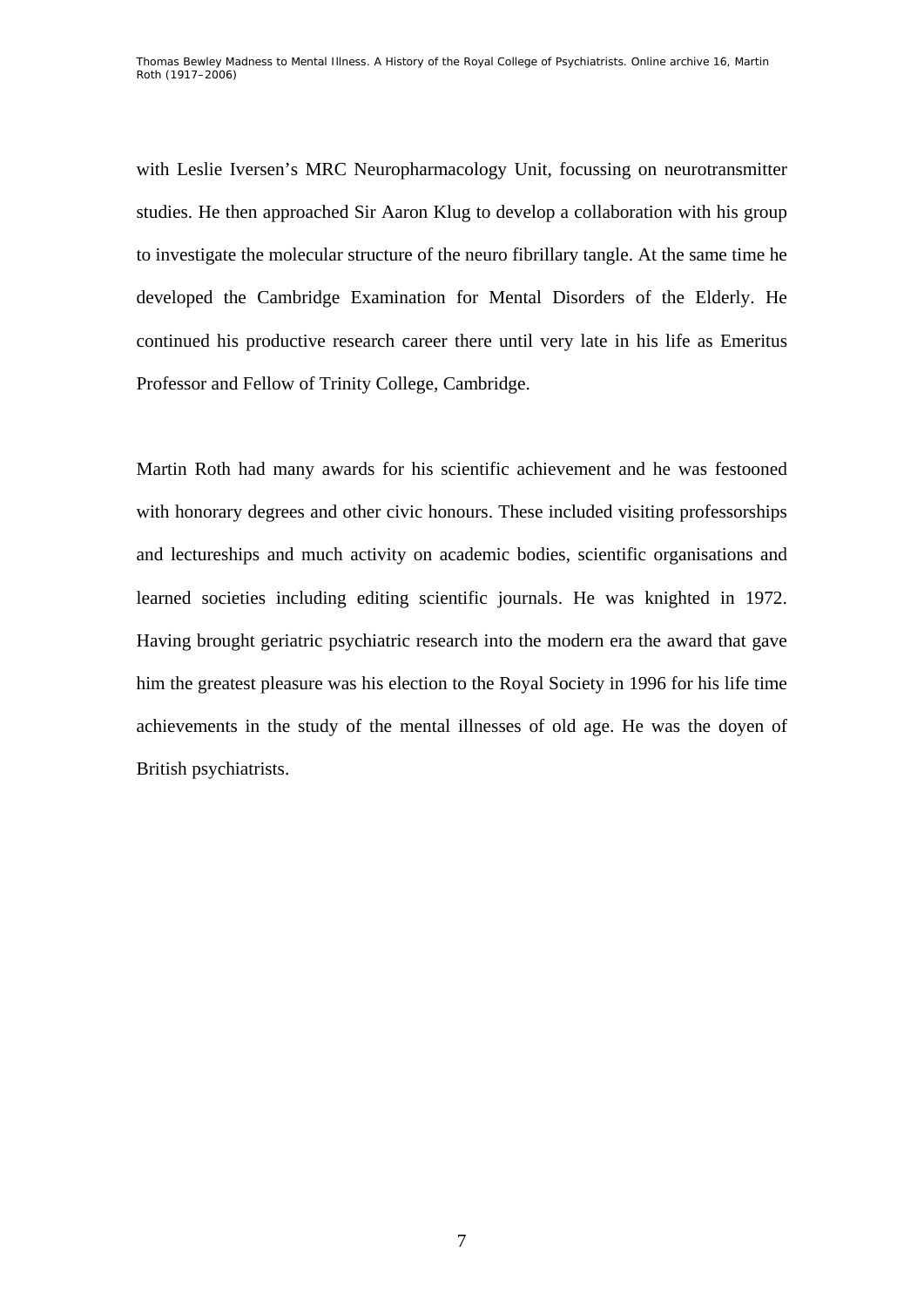with Leslie Iversen's MRC Neuropharmacology Unit, focussing on neurotransmitter studies. He then approached Sir Aaron Klug to develop a collaboration with his group to investigate the molecular structure of the neuro fibrillary tangle. At the same time he developed the Cambridge Examination for Mental Disorders of the Elderly. He continued his productive research career there until very late in his life as Emeritus Professor and Fellow of Trinity College, Cambridge.

Martin Roth had many awards for his scientific achievement and he was festooned with honorary degrees and other civic honours. These included visiting professorships and lectureships and much activity on academic bodies, scientific organisations and learned societies including editing scientific journals. He was knighted in 1972. Having brought geriatric psychiatric research into the modern era the award that gave him the greatest pleasure was his election to the Royal Society in 1996 for his life time achievements in the study of the mental illnesses of old age. He was the doyen of British psychiatrists.